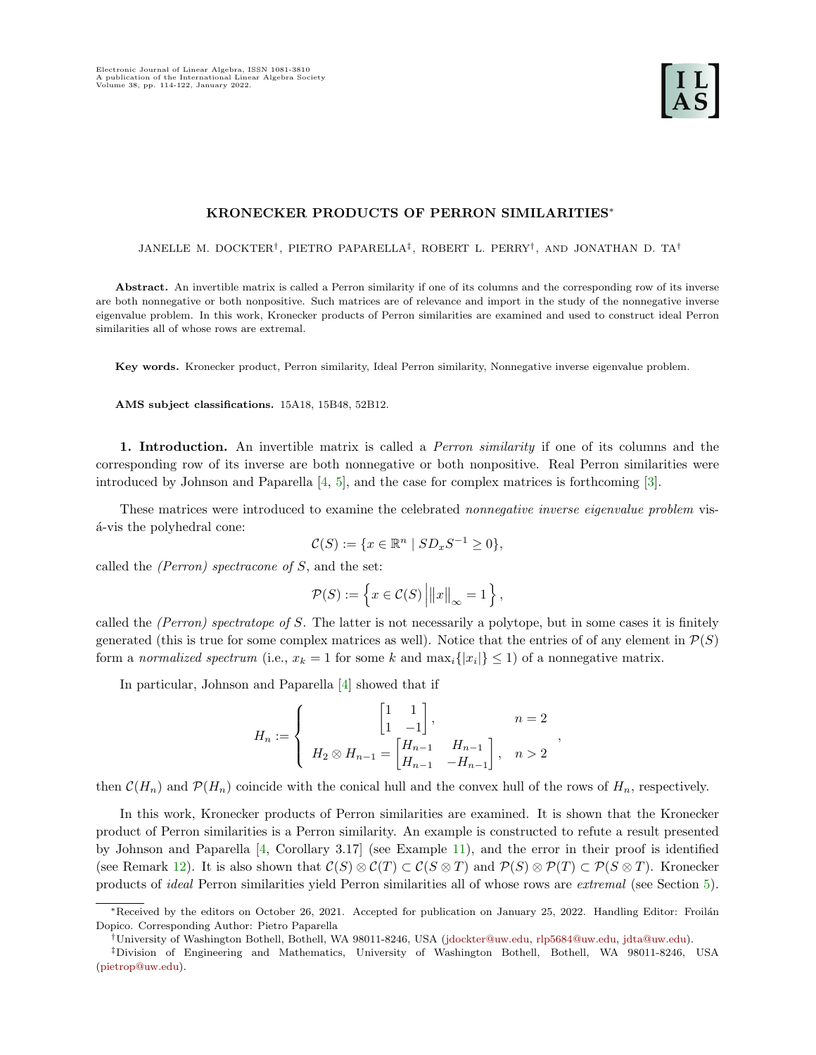# KRONECKER PRODUCTS OF PERRON SIMILARITIES*

JANELLE M. DOCKTER†, PIETRO PAPARELLA‡, ROBERT L. PERRY†, AND JONATHAN D. TA†

**Abstract.** An invertible matrix is called a Perron similarity if one of its columns and the corresponding row of its inverse are both nonnegative or both nonpositive. Such matrices are of relevance and import in the study of the nonnegative inverse eigenvalue problem. In this work, Kronecker products of Perron similarities are examined and used to construct ideal Perron similarities all of whose rows are extremal.

**Key words.** Kronecker product, Perron similarity, Ideal Perron similarity, Nonnegative inverse eigenvalue problem.

**AMS subject classifications.** 15A18, 15B48, 52B12.

## 1. Introduction.

An invertible matrix is called a *Perron similarity* if one of its columns and the corresponding row of its inverse are both nonnegative or both nonpositive. Real Perron similarities were introduced by Johnson and Paparella [4, 5], and the case for complex matrices is forthcoming [3].

These matrices were introduced to examine the celebrated *nonnegative inverse eigenvalue problem* vis-á-vis the polyhedral cone:

$$\mathcal{C}(S) := \{x \in \mathbb{R}^n \mid SD_x S^{-1} \geq 0\},$$

called the *(Perron) spectracone of* $S$, and the set:

$$\mathcal{P}(S) := \left\{ x \in \mathcal{C}(S) \,\Big|\, \|x\|_\infty = 1 \right\},$$

called the *(Perron) spectratope of* $S$. The latter is not necessarily a polytope, but in some cases it is finitely generated (this is true for some complex matrices as well). Notice that the entries of of any element in $\mathcal{P}(S)$ form a *normalized spectrum* (i.e., $x_k = 1$ for some $k$ and $\max_i\{|x_i|\} \leq 1$) of a nonnegative matrix.

In particular, Johnson and Paparella [4] showed that if

$$H_n := \begin{cases} \begin{bmatrix} 1 & 1 \\ 1 & -1 \end{bmatrix}, & n = 2 \\ H_2 \otimes H_{n-1} = \begin{bmatrix} H_{n-1} & H_{n-1} \\ H_{n-1} & -H_{n-1} \end{bmatrix}, & n > 2 \end{cases},$$

then $\mathcal{C}(H_n)$ and $\mathcal{P}(H_n)$ coincide with the conical hull and the convex hull of the rows of $H_n$, respectively.

In this work, Kronecker products of Perron similarities are examined. It is shown that the Kronecker product of Perron similarities is a Perron similarity. An example is constructed to refute a result presented by Johnson and Paparella [4, Corollary 3.17] (see Example 11), and the error in their proof is identified (see Remark 12). It is also shown that $\mathcal{C}(S) \otimes \mathcal{C}(T) \subset \mathcal{C}(S \otimes T)$ and $\mathcal{P}(S) \otimes \mathcal{P}(T) \subset \mathcal{P}(S \otimes T)$. Kronecker products of *ideal* Perron similarities yield Perron similarities all of whose rows are *extremal* (see Section 5).

*Received by the editors on October 26, 2021. Accepted for publication on January 25, 2022. Handling Editor: Froilán Dopico. Corresponding Author: Pietro Paparella

†University of Washington Bothell, Bothell, WA 98011-8246, USA (jdockter@uw.edu, rlp5684@uw.edu, jdta@uw.edu).

‡Division of Engineering and Mathematics, University of Washington Bothell, Bothell, WA 98011-8246, USA (pietrop@uw.edu).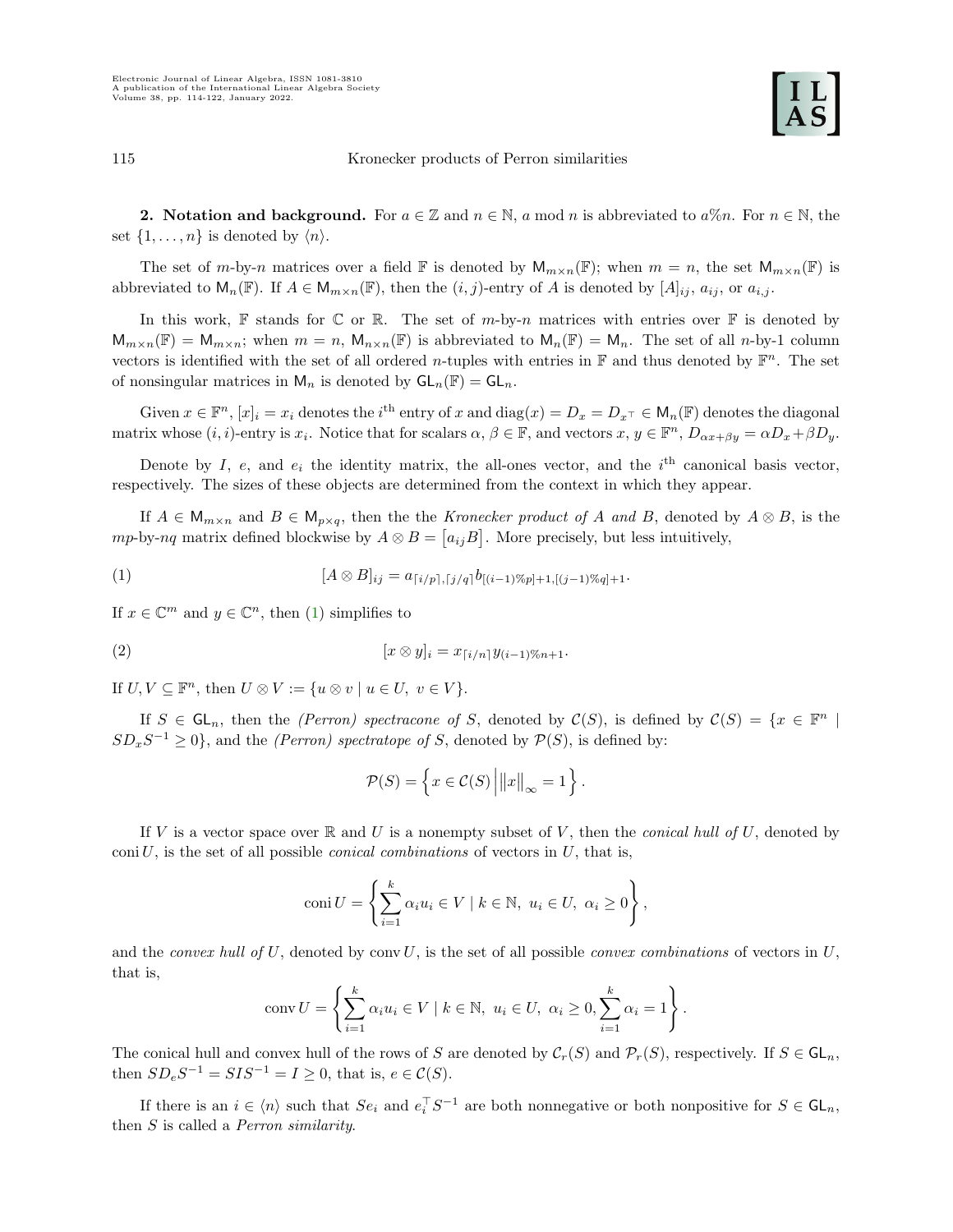**2. Notation and background.** For $a \in \mathbb{Z}$ and $n \in \mathbb{N}$, $a \bmod n$ is abbreviated to $a\%n$. For $n \in \mathbb{N}$, the set $\{1, \ldots, n\}$ is denoted by $\langle n \rangle$.

The set of $m$-by-$n$ matrices over a field $\mathbb{F}$ is denoted by $\mathsf{M}_{m\times n}(\mathbb{F})$; when $m = n$, the set $\mathsf{M}_{m\times n}(\mathbb{F})$ is abbreviated to $\mathsf{M}_n(\mathbb{F})$. If $A \in \mathsf{M}_{m\times n}(\mathbb{F})$, then the $(i, j)$-entry of $A$ is denoted by $[A]_{ij}$, $a_{ij}$, or $a_{i,j}$.

In this work, $\mathbb{F}$ stands for $\mathbb{C}$ or $\mathbb{R}$. The set of $m$-by-$n$ matrices with entries over $\mathbb{F}$ is denoted by $\mathsf{M}_{m\times n}(\mathbb{F}) = \mathsf{M}_{m\times n}$; when $m = n$, $\mathsf{M}_{n\times n}(\mathbb{F})$ is abbreviated to $\mathsf{M}_n(\mathbb{F}) = \mathsf{M}_n$. The set of all $n$-by-1 column vectors is identified with the set of all ordered $n$-tuples with entries in $\mathbb{F}$ and thus denoted by $\mathbb{F}^n$. The set of nonsingular matrices in $\mathsf{M}_n$ is denoted by $\mathsf{GL}_n(\mathbb{F}) = \mathsf{GL}_n$.

Given $x \in \mathbb{F}^n$, $[x]_i = x_i$ denotes the $i^{\text{th}}$ entry of $x$ and $\operatorname{diag}(x) = D_x = D_{x^\top} \in \mathsf{M}_n(\mathbb{F})$ denotes the diagonal matrix whose $(i, i)$-entry is $x_i$. Notice that for scalars $\alpha, \beta \in \mathbb{F}$, and vectors $x, y \in \mathbb{F}^n$, $D_{\alpha x+\beta y} = \alpha D_x + \beta D_y$.

Denote by $I$, $e$, and $e_i$ the identity matrix, the all-ones vector, and the $i^{\text{th}}$ canonical basis vector, respectively. The sizes of these objects are determined from the context in which they appear.

If $A \in \mathsf{M}_{m\times n}$ and $B \in \mathsf{M}_{p\times q}$, then the the *Kronecker product of A and B*, denoted by $A \otimes B$, is the $mp$-by-$nq$ matrix defined blockwise by $A \otimes B = \begin{bmatrix} a_{ij}B \end{bmatrix}$. More precisely, but less intuitively,

$$[A \otimes B]_{ij} = a_{\lceil i/p \rceil, \lceil j/q \rceil} b_{[(i-1)\%p]+1, [(j-1)\%q]+1}. \tag{1}$$

If $x \in \mathbb{C}^m$ and $y \in \mathbb{C}^n$, then (1) simplifies to

$$[x \otimes y]_i = x_{\lceil i/n \rceil} y_{(i-1)\%n+1}. \tag{2}$$

If $U, V \subseteq \mathbb{F}^n$, then $U \otimes V := \{u \otimes v \mid u \in U,\ v \in V\}$.

If $S \in \mathsf{GL}_n$, then the *(Perron) spectracone of S*, denoted by $\mathcal{C}(S)$, is defined by $\mathcal{C}(S) = \{x \in \mathbb{F}^n \mid SD_xS^{-1} \geq 0\}$, and the *(Perron) spectratope of S*, denoted by $\mathcal{P}(S)$, is defined by:

$$\mathcal{P}(S) = \left\{ x \in \mathcal{C}(S) \,\middle|\, \left\| x \right\|_\infty = 1 \right\}.$$

If $V$ is a vector space over $\mathbb{R}$ and $U$ is a nonempty subset of $V$, then the *conical hull of U*, denoted by $\operatorname{coni} U$, is the set of all possible *conical combinations* of vectors in $U$, that is,

$$\operatorname{coni} U = \left\{ \sum_{i=1}^{k} \alpha_i u_i \in V \mid k \in \mathbb{N},\ u_i \in U,\ \alpha_i \geq 0 \right\},$$

and the *convex hull of U*, denoted by $\operatorname{conv} U$, is the set of all possible *convex combinations* of vectors in $U$, that is,

$$\operatorname{conv} U = \left\{ \sum_{i=1}^{k} \alpha_i u_i \in V \mid k \in \mathbb{N},\ u_i \in U,\ \alpha_i \geq 0, \sum_{i=1}^{k} \alpha_i = 1 \right\}.$$

The conical hull and convex hull of the rows of $S$ are denoted by $\mathcal{C}_r(S)$ and $\mathcal{P}_r(S)$, respectively. If $S \in \mathsf{GL}_n$, then $SD_eS^{-1} = SIS^{-1} = I \geq 0$, that is, $e \in \mathcal{C}(S)$.

If there is an $i \in \langle n \rangle$ such that $Se_i$ and $e_i^\top S^{-1}$ are both nonnegative or both nonpositive for $S \in \mathsf{GL}_n$, then $S$ is called a *Perron similarity*.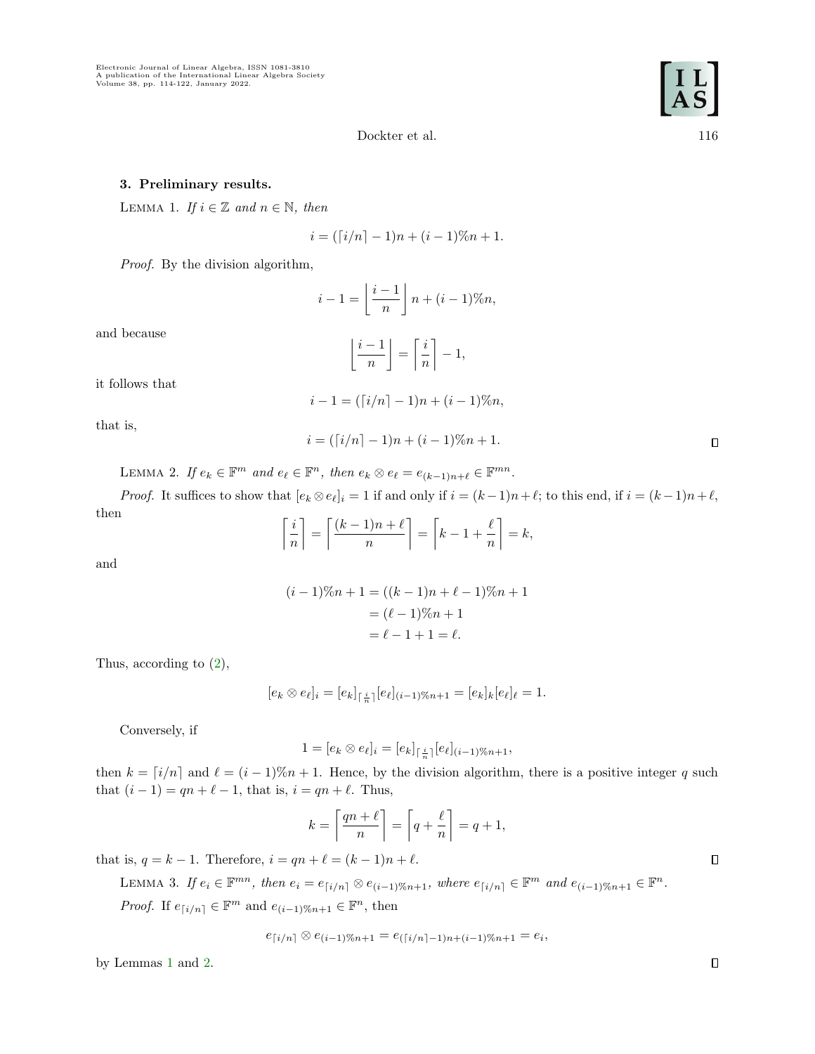### 3. Preliminary results.

LEMMA 1. *If $i \in \mathbb{Z}$ and $n \in \mathbb{N}$, then*

$$i = (\lceil i/n \rceil - 1)n + (i-1)\%n + 1.$$

*Proof.* By the division algorithm,

$$i - 1 = \left\lfloor \frac{i-1}{n} \right\rfloor n + (i-1)\%n,$$

and because

$$\left\lfloor \frac{i-1}{n} \right\rfloor = \left\lceil \frac{i}{n} \right\rceil - 1,$$

it follows that

$$i - 1 = (\lceil i/n \rceil - 1)n + (i-1)\%n,$$

that is,

$$i = (\lceil i/n \rceil - 1)n + (i-1)\%n + 1.$$

□

LEMMA 2. *If $e_k \in \mathbb{F}^m$ and $e_\ell \in \mathbb{F}^n$, then $e_k \otimes e_\ell = e_{(k-1)n+\ell} \in \mathbb{F}^{mn}$.*

*Proof.* It suffices to show that $[e_k \otimes e_\ell]_i = 1$ if and only if $i = (k-1)n + \ell$; to this end, if $i = (k-1)n+\ell$, then

$$\left\lceil \frac{i}{n} \right\rceil = \left\lceil \frac{(k-1)n + \ell}{n} \right\rceil = \left\lceil k - 1 + \frac{\ell}{n} \right\rceil = k,$$

and

$$\begin{aligned}
(i-1)\%n + 1 &= ((k-1)n + \ell - 1)\%n + 1 \\
&= (\ell - 1)\%n + 1 \\
&= \ell - 1 + 1 = \ell.
\end{aligned}$$

Thus, according to (2),

$$[e_k \otimes e_\ell]_i = [e_k]_{\lceil \frac{i}{n} \rceil} [e_\ell]_{(i-1)\%n+1} = [e_k]_k [e_\ell]_\ell = 1.$$

Conversely, if

$$1 = [e_k \otimes e_\ell]_i = [e_k]_{\lceil \frac{i}{n} \rceil} [e_\ell]_{(i-1)\%n+1},$$

then $k = \lceil i/n \rceil$ and $\ell = (i-1)\%n + 1$. Hence, by the division algorithm, there is a positive integer $q$ such that $(i-1) = qn + \ell - 1$, that is, $i = qn + \ell$. Thus,

$$k = \left\lceil \frac{qn + \ell}{n} \right\rceil = \left\lceil q + \frac{\ell}{n} \right\rceil = q + 1,$$

that is, $q = k - 1$. Therefore, $i = qn + \ell = (k-1)n + \ell$. □

LEMMA 3. *If $e_i \in \mathbb{F}^{mn}$, then $e_i = e_{\lceil i/n \rceil} \otimes e_{(i-1)\%n+1}$, where $e_{\lceil i/n \rceil} \in \mathbb{F}^m$ and $e_{(i-1)\%n+1} \in \mathbb{F}^n$.*

*Proof.* If $e_{\lceil i/n \rceil} \in \mathbb{F}^m$ and $e_{(i-1)\%n+1} \in \mathbb{F}^n$, then

$$e_{\lceil i/n \rceil} \otimes e_{(i-1)\%n+1} = e_{(\lceil i/n \rceil - 1)n + (i-1)\%n+1} = e_i,$$

by Lemmas 1 and 2. □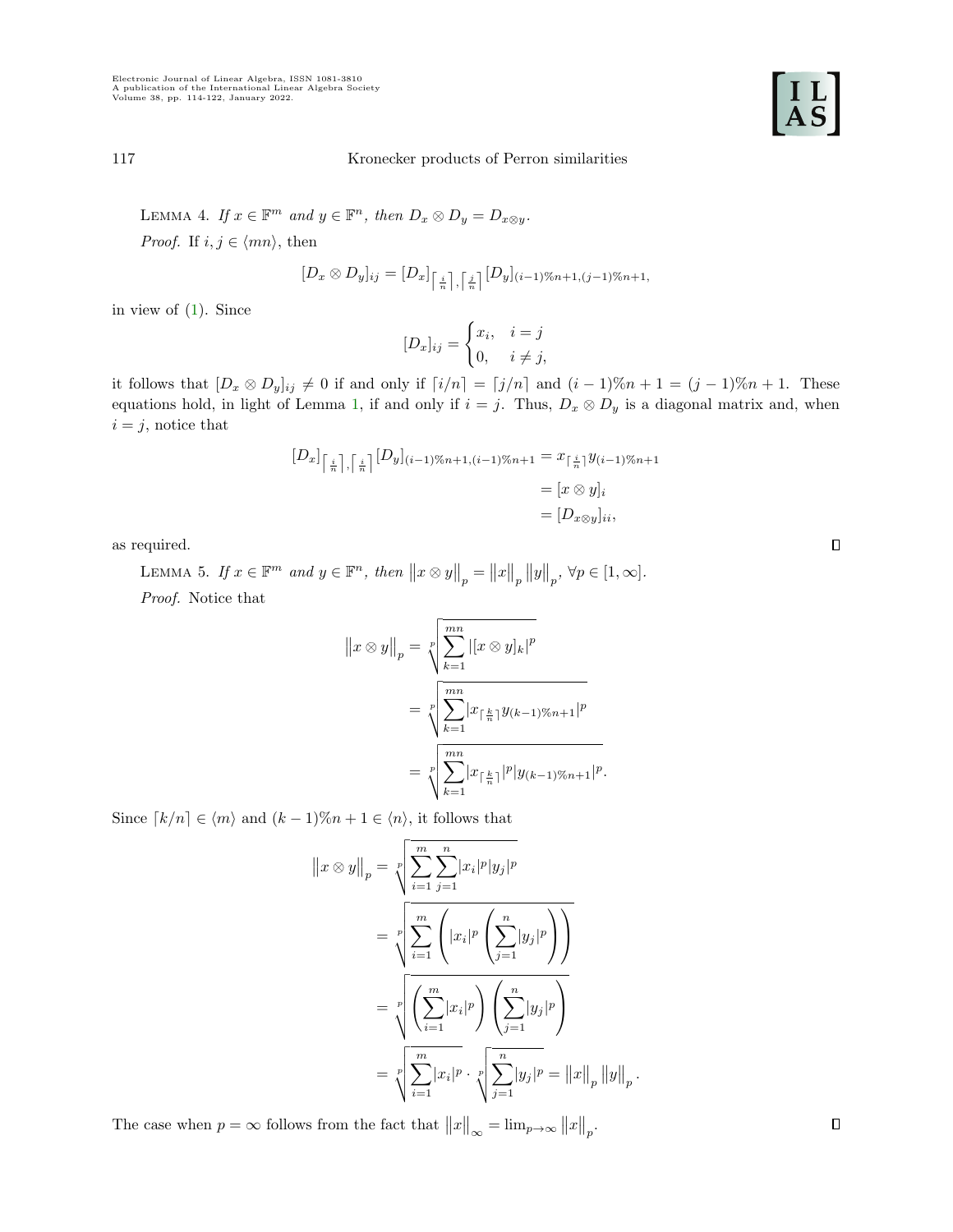LEMMA 4. *If $x \in \mathbb{F}^m$ and $y \in \mathbb{F}^n$, then $D_x \otimes D_y = D_{x \otimes y}$.*

*Proof.* If $i, j \in \langle mn \rangle$, then

$$[D_x \otimes D_y]_{ij} = [D_x]_{\lceil \frac{i}{n} \rceil, \lceil \frac{j}{n} \rceil} [D_y]_{(i-1)\%n+1,(j-1)\%n+1},$$

in view of (1). Since

$$[D_x]_{ij} = \begin{cases} x_i, & i = j \\ 0, & i \neq j, \end{cases}$$

it follows that $[D_x \otimes D_y]_{ij} \neq 0$ if and only if $\lceil i/n \rceil = \lceil j/n \rceil$ and $(i-1)\%n + 1 = (j-1)\%n + 1$. These equations hold, in light of Lemma 1, if and only if $i = j$. Thus, $D_x \otimes D_y$ is a diagonal matrix and, when $i = j$, notice that

$$\begin{aligned} [D_x]_{\lceil \frac{i}{n} \rceil, \lceil \frac{i}{n} \rceil} [D_y]_{(i-1)\%n+1,(i-1)\%n+1} &= x_{\lceil \frac{i}{n} \rceil} y_{(i-1)\%n+1} \\ &= [x \otimes y]_i \\ &= [D_{x \otimes y}]_{ii}, \end{aligned}$$

as required. $\square$

LEMMA 5. *If $x \in \mathbb{F}^m$ and $y \in \mathbb{F}^n$, then $\left\|x \otimes y\right\|_p = \left\|x\right\|_p \left\|y\right\|_p$, $\forall p \in [1, \infty]$.*

*Proof.* Notice that

$$\begin{aligned} \left\|x \otimes y\right\|_p &= \sqrt[p]{\sum_{k=1}^{mn} |[x \otimes y]_k|^p} \\ &= \sqrt[p]{\sum_{k=1}^{mn} |x_{\lceil \frac{k}{n} \rceil} y_{(k-1)\%n+1}|^p} \\ &= \sqrt[p]{\sum_{k=1}^{mn} |x_{\lceil \frac{k}{n} \rceil}|^p |y_{(k-1)\%n+1}|^p}. \end{aligned}$$

Since $\lceil k/n \rceil \in \langle m \rangle$ and $(k-1)\%n + 1 \in \langle n \rangle$, it follows that

$$\begin{aligned} \left\|x \otimes y\right\|_p &= \sqrt[p]{\sum_{i=1}^{m} \sum_{j=1}^{n} |x_i|^p |y_j|^p} \\ &= \sqrt[p]{\sum_{i=1}^{m} \left( |x_i|^p \left( \sum_{j=1}^{n} |y_j|^p \right) \right)} \\ &= \sqrt[p]{\left( \sum_{i=1}^{m} |x_i|^p \right) \left( \sum_{j=1}^{n} |y_j|^p \right)} \\ &= \sqrt[p]{\sum_{i=1}^{m} |x_i|^p} \cdot \sqrt[p]{\sum_{j=1}^{n} |y_j|^p} = \left\|x\right\|_p \left\|y\right\|_p. \end{aligned}$$

The case when $p = \infty$ follows from the fact that $\left\|x\right\|_\infty = \lim_{p \to \infty} \left\|x\right\|_p$. $\square$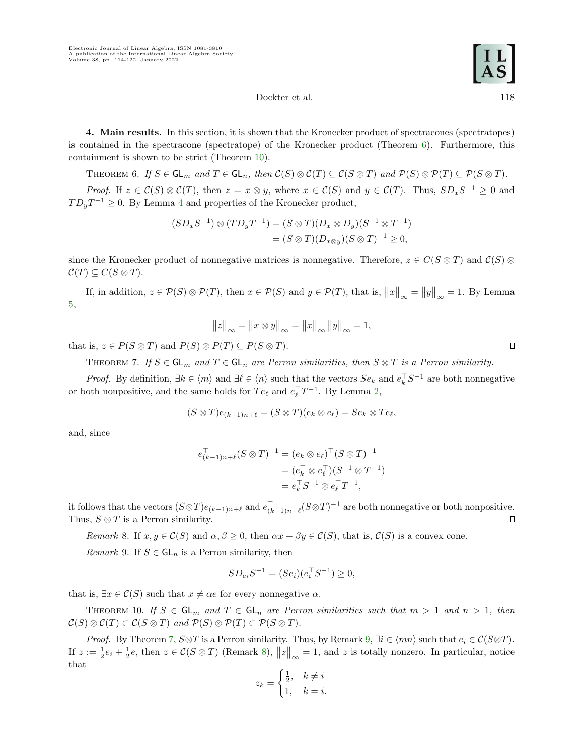**4. Main results.** In this section, it is shown that the Kronecker product of spectracones (spectratopes) is contained in the spectracone (spectratope) of the Kronecker product (Theorem 6). Furthermore, this containment is shown to be strict (Theorem 10).

THEOREM 6. *If $S \in \mathsf{GL}_m$ and $T \in \mathsf{GL}_n$, then $\mathcal{C}(S) \otimes \mathcal{C}(T) \subseteq \mathcal{C}(S \otimes T)$ and $\mathcal{P}(S) \otimes \mathcal{P}(T) \subseteq \mathcal{P}(S \otimes T)$.*

*Proof.* If $z \in \mathcal{C}(S) \otimes \mathcal{C}(T)$, then $z = x \otimes y$, where $x \in \mathcal{C}(S)$ and $y \in \mathcal{C}(T)$. Thus, $SD_xS^{-1} \geq 0$ and $TD_yT^{-1} \geq 0$. By Lemma 4 and properties of the Kronecker product,

$$\begin{aligned}(SD_xS^{-1}) \otimes (TD_yT^{-1}) &= (S \otimes T)(D_x \otimes D_y)(S^{-1} \otimes T^{-1}) \\ &= (S \otimes T)(D_{x \otimes y})(S \otimes T)^{-1} \geq 0,\end{aligned}$$

since the Kronecker product of nonnegative matrices is nonnegative. Therefore, $z \in C(S \otimes T)$ and $\mathcal{C}(S) \otimes \mathcal{C}(T) \subseteq C(S \otimes T)$.

If, in addition, $z \in \mathcal{P}(S) \otimes \mathcal{P}(T)$, then $x \in \mathcal{P}(S)$ and $y \in \mathcal{P}(T)$, that is, $\left\|x\right\|_\infty = \left\|y\right\|_\infty = 1$. By Lemma 5,

$$\left\|z\right\|_\infty = \left\|x \otimes y\right\|_\infty = \left\|x\right\|_\infty \left\|y\right\|_\infty = 1,$$

that is, $z \in P(S \otimes T)$ and $P(S) \otimes P(T) \subseteq P(S \otimes T)$. ◻

THEOREM 7. *If $S \in \mathsf{GL}_m$ and $T \in \mathsf{GL}_n$ are Perron similarities, then $S \otimes T$ is a Perron similarity.*

*Proof.* By definition, $\exists k \in \langle m \rangle$ and $\exists \ell \in \langle n \rangle$ such that the vectors $Se_k$ and $e_k^\top S^{-1}$ are both nonnegative or both nonpositive, and the same holds for $Te_\ell$ and $e_\ell^\top T^{-1}$. By Lemma 2,

$$(S \otimes T)e_{(k-1)n+\ell} = (S \otimes T)(e_k \otimes e_\ell) = Se_k \otimes Te_\ell,$$

and, since

$$\begin{aligned}e_{(k-1)n+\ell}^\top (S \otimes T)^{-1} &= (e_k \otimes e_\ell)^\top (S \otimes T)^{-1} \\ &= (e_k^\top \otimes e_\ell^\top)(S^{-1} \otimes T^{-1}) \\ &= e_k^\top S^{-1} \otimes e_\ell^\top T^{-1},\end{aligned}$$

it follows that the vectors $(S \otimes T)e_{(k-1)n+\ell}$ and $e_{(k-1)n+\ell}^\top (S \otimes T)^{-1}$ are both nonnegative or both nonpositive. Thus, $S \otimes T$ is a Perron similarity. ◻

*Remark* 8. If $x, y \in \mathcal{C}(S)$ and $\alpha, \beta \geq 0$, then $\alpha x + \beta y \in \mathcal{C}(S)$, that is, $\mathcal{C}(S)$ is a convex cone.

*Remark* 9. If $S \in \mathsf{GL}_n$ is a Perron similarity, then

$$SD_{e_i}S^{-1} = (Se_i)(e_i^\top S^{-1}) \geq 0,$$

that is, $\exists x \in \mathcal{C}(S)$ such that $x \neq \alpha e$ for every nonnegative $\alpha$.

THEOREM 10. *If $S \in \mathsf{GL}_m$ and $T \in \mathsf{GL}_n$ are Perron similarities such that $m > 1$ and $n > 1$, then $\mathcal{C}(S) \otimes \mathcal{C}(T) \subset \mathcal{C}(S \otimes T)$ and $\mathcal{P}(S) \otimes \mathcal{P}(T) \subset \mathcal{P}(S \otimes T)$.*

*Proof.* By Theorem 7, $S \otimes T$ is a Perron similarity. Thus, by Remark 9, $\exists i \in \langle mn \rangle$ such that $e_i \in \mathcal{C}(S \otimes T)$. If $z := \frac{1}{2}e_i + \frac{1}{2}e$, then $z \in \mathcal{C}(S \otimes T)$ (Remark 8), $\left\|z\right\|_\infty = 1$, and $z$ is totally nonzero. In particular, notice that

$$z_k = \begin{cases} \frac{1}{2}, & k \neq i \\ 1, & k = i. \end{cases}$$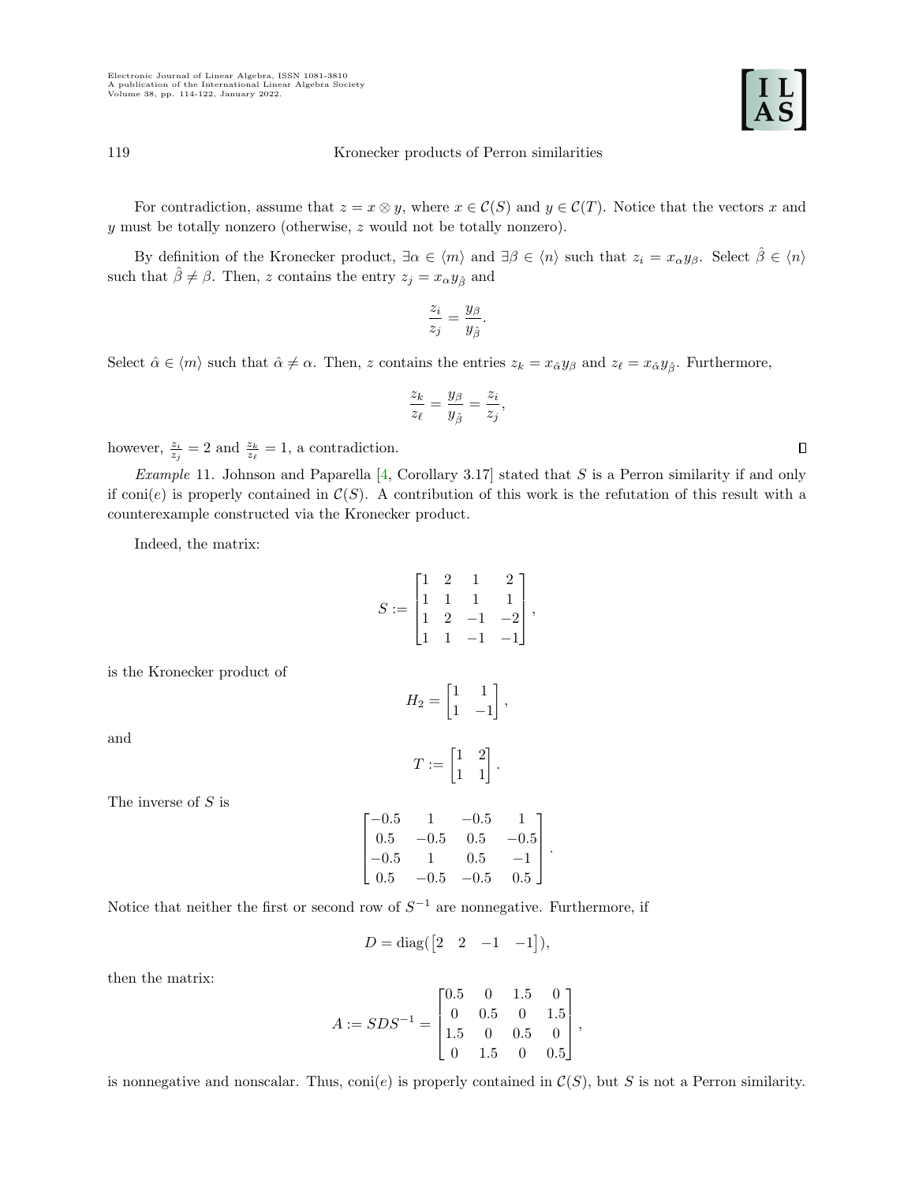For contradiction, assume that $z = x \otimes y$, where $x \in \mathcal{C}(S)$ and $y \in \mathcal{C}(T)$. Notice that the vectors $x$ and $y$ must be totally nonzero (otherwise, $z$ would not be totally nonzero).

By definition of the Kronecker product, $\exists \alpha \in \langle m \rangle$ and $\exists \beta \in \langle n \rangle$ such that $z_i = x_\alpha y_\beta$. Select $\hat{\beta} \in \langle n \rangle$ such that $\hat{\beta} \neq \beta$. Then, $z$ contains the entry $z_j = x_\alpha y_{\hat{\beta}}$ and

$$\frac{z_i}{z_j} = \frac{y_\beta}{y_{\hat{\beta}}}.$$

Select $\hat{\alpha} \in \langle m \rangle$ such that $\hat{\alpha} \neq \alpha$. Then, $z$ contains the entries $z_k = x_{\hat{\alpha}} y_\beta$ and $z_\ell = x_{\hat{\alpha}} y_{\hat{\beta}}$. Furthermore,

$$\frac{z_k}{z_\ell} = \frac{y_\beta}{y_{\hat{\beta}}} = \frac{z_i}{z_j},$$

however, $\frac{z_i}{z_j} = 2$ and $\frac{z_k}{z_\ell} = 1$, a contradiction. $\square$

*Example* 11. Johnson and Paparella [4, Corollary 3.17] stated that $S$ is a Perron similarity if and only if $\operatorname{coni}(e)$ is properly contained in $\mathcal{C}(S)$. A contribution of this work is the refutation of this result with a counterexample constructed via the Kronecker product.

Indeed, the matrix:

$$S := \begin{bmatrix} 1 & 2 & 1 & 2 \\ 1 & 1 & 1 & 1 \\ 1 & 2 & -1 & -2 \\ 1 & 1 & -1 & -1 \end{bmatrix},$$

is the Kronecker product of

$$H_2 = \begin{bmatrix} 1 & 1 \\ 1 & -1 \end{bmatrix},$$

and

$$T := \begin{bmatrix} 1 & 2 \\ 1 & 1 \end{bmatrix}.$$

The inverse of $S$ is

$$\begin{bmatrix} -0.5 & 1 & -0.5 & 1 \\ 0.5 & -0.5 & 0.5 & -0.5 \\ -0.5 & 1 & 0.5 & -1 \\ 0.5 & -0.5 & -0.5 & 0.5 \end{bmatrix}.$$

Notice that neither the first or second row of $S^{-1}$ are nonnegative. Furthermore, if

$$D = \operatorname{diag}(\begin{bmatrix} 2 & 2 & -1 & -1 \end{bmatrix}),$$

then the matrix:

$$A := SDS^{-1} = \begin{bmatrix} 0.5 & 0 & 1.5 & 0 \\ 0 & 0.5 & 0 & 1.5 \\ 1.5 & 0 & 0.5 & 0 \\ 0 & 1.5 & 0 & 0.5 \end{bmatrix},$$

is nonnegative and nonscalar. Thus, $\operatorname{coni}(e)$ is properly contained in $\mathcal{C}(S)$, but $S$ is not a Perron similarity.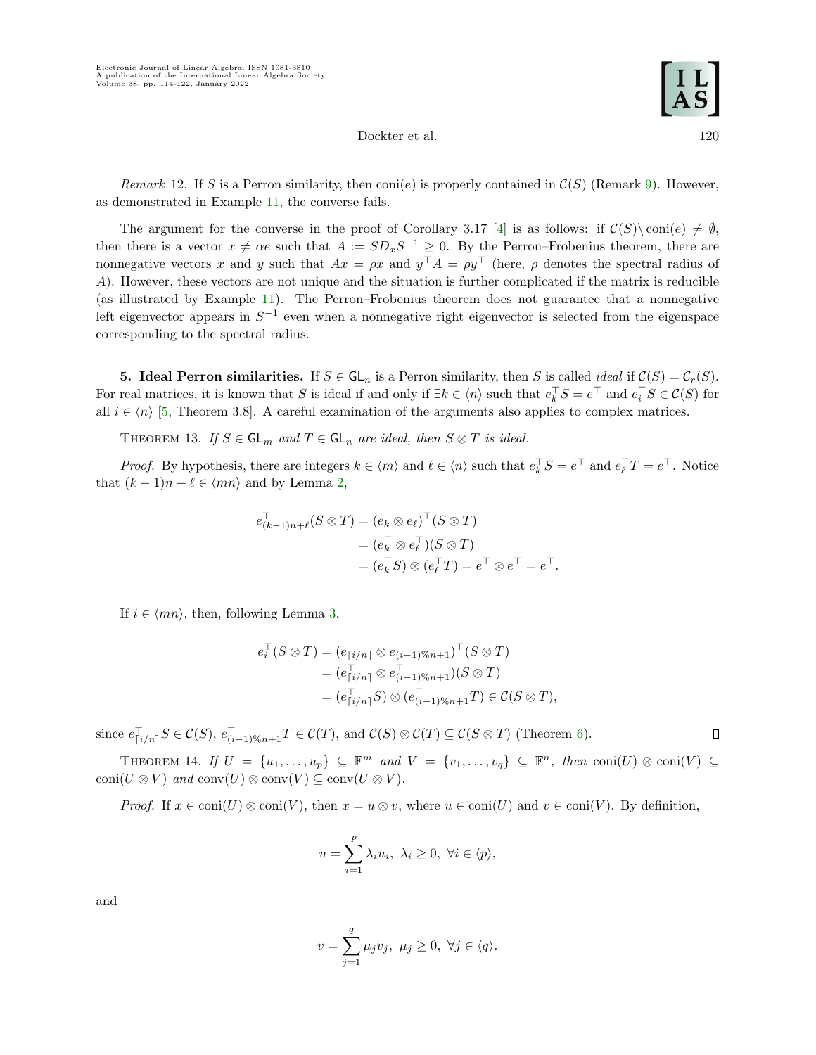*Remark* 12. If $S$ is a Perron similarity, then $\operatorname{coni}(e)$ is properly contained in $\mathcal{C}(S)$ (Remark 9). However, as demonstrated in Example 11, the converse fails.

The argument for the converse in the proof of Corollary 3.17 [4] is as follows: if $\mathcal{C}(S)\setminus \operatorname{coni}(e) \neq \emptyset$, then there is a vector $x \neq \alpha e$ such that $A := SD_xS^{-1} \geq 0$. By the Perron–Frobenius theorem, there are nonnegative vectors $x$ and $y$ such that $Ax = \rho x$ and $y^\top A = \rho y^\top$ (here, $\rho$ denotes the spectral radius of $A$). However, these vectors are not unique and the situation is further complicated if the matrix is reducible (as illustrated by Example 11). The Perron–Frobenius theorem does not guarantee that a nonnegative left eigenvector appears in $S^{-1}$ even when a nonnegative right eigenvector is selected from the eigenspace corresponding to the spectral radius.

**5. Ideal Perron similarities.** If $S \in \mathsf{GL}_n$ is a Perron similarity, then $S$ is called *ideal* if $\mathcal{C}(S) = \mathcal{C}_r(S)$. For real matrices, it is known that $S$ is ideal if and only if $\exists k \in \langle n\rangle$ such that $e_k^\top S = e^\top$ and $e_i^\top S \in \mathcal{C}(S)$ for all $i \in \langle n\rangle$ [5, Theorem 3.8]. A careful examination of the arguments also applies to complex matrices.

THEOREM 13. *If $S \in \mathsf{GL}_m$ and $T \in \mathsf{GL}_n$ are ideal, then $S \otimes T$ is ideal.*

*Proof.* By hypothesis, there are integers $k \in \langle m\rangle$ and $\ell \in \langle n\rangle$ such that $e_k^\top S = e^\top$ and $e_\ell^\top T = e^\top$. Notice that $(k-1)n+\ell \in \langle mn\rangle$ and by Lemma 2,

$$
\begin{aligned}
e_{(k-1)n+\ell}^\top (S\otimes T) &= (e_k \otimes e_\ell)^\top (S \otimes T) \\
&= (e_k^\top \otimes e_\ell^\top)(S\otimes T) \\
&= (e_k^\top S)\otimes (e_\ell^\top T) = e^\top \otimes e^\top = e^\top.
\end{aligned}
$$

If $i \in \langle mn\rangle$, then, following Lemma 3,

$$
\begin{aligned}
e_i^\top (S\otimes T) &= (e_{\lceil i/n\rceil} \otimes e_{(i-1)\% n+1})^\top (S\otimes T) \\
&= (e_{\lceil i/n\rceil}^\top \otimes e_{(i-1)\% n+1}^\top)(S\otimes T) \\
&= (e_{\lceil i/n\rceil}^\top S)\otimes (e_{(i-1)\% n+1}^\top T) \in \mathcal{C}(S\otimes T),
\end{aligned}
$$

since $e_{\lceil i/n\rceil}^\top S \in \mathcal{C}(S)$, $e_{(i-1)\% n+1}^\top T \in \mathcal{C}(T)$, and $\mathcal{C}(S)\otimes\mathcal{C}(T) \subseteq \mathcal{C}(S\otimes T)$ (Theorem 6). $\square$

THEOREM 14. *If $U = \{u_1,\ldots,u_p\} \subseteq \mathbb{F}^m$ and $V = \{v_1,\ldots,v_q\} \subseteq \mathbb{F}^n$, then $\operatorname{coni}(U)\otimes\operatorname{coni}(V) \subseteq \operatorname{coni}(U\otimes V)$ and $\operatorname{conv}(U)\otimes\operatorname{conv}(V) \subseteq \operatorname{conv}(U\otimes V)$.*

*Proof.* If $x \in \operatorname{coni}(U)\otimes\operatorname{coni}(V)$, then $x = u\otimes v$, where $u \in \operatorname{coni}(U)$ and $v \in \operatorname{coni}(V)$. By definition,

$$
u = \sum_{i=1}^{p} \lambda_i u_i,\ \lambda_i \geq 0,\ \forall i \in \langle p\rangle,
$$

and

$$
v = \sum_{j=1}^{q} \mu_j v_j,\ \mu_j \geq 0,\ \forall j \in \langle q\rangle.
$$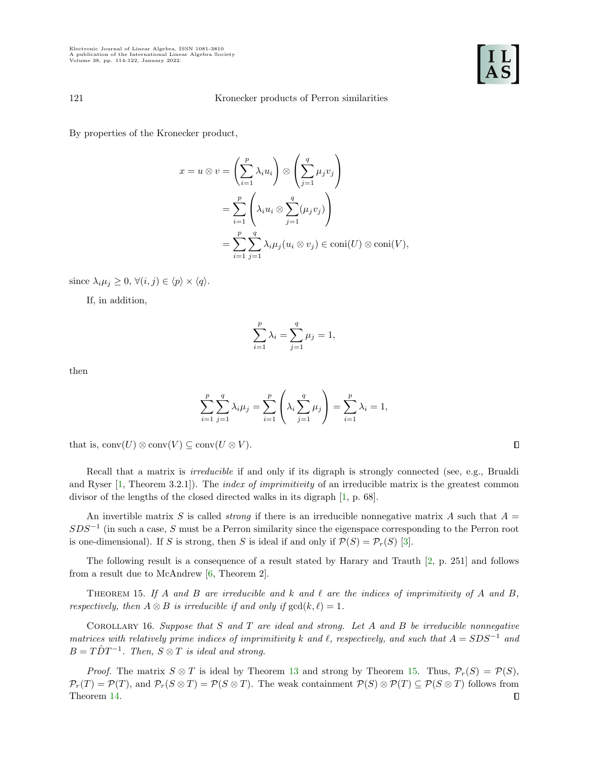By properties of the Kronecker product,

$$
\begin{aligned}
x = u \otimes v &= \left( \sum_{i=1}^{p} \lambda_i u_i \right) \otimes \left( \sum_{j=1}^{q} \mu_j v_j \right) \\
&= \sum_{i=1}^{p} \left( \lambda_i u_i \otimes \sum_{j=1}^{q} (\mu_j v_j) \right) \\
&= \sum_{i=1}^{p} \sum_{j=1}^{q} \lambda_i \mu_j (u_i \otimes v_j) \in \operatorname{coni}(U) \otimes \operatorname{coni}(V),
\end{aligned}
$$

since $\lambda_i \mu_j \geq 0$, $\forall (i,j) \in \langle p \rangle \times \langle q \rangle$.

If, in addition,

$$
\sum_{i=1}^{p} \lambda_i = \sum_{j=1}^{q} \mu_j = 1,
$$

then

$$
\sum_{i=1}^{p} \sum_{j=1}^{q} \lambda_i \mu_j = \sum_{i=1}^{p} \left( \lambda_i \sum_{j=1}^{q} \mu_j \right) = \sum_{i=1}^{p} \lambda_i = 1,
$$

that is, $\operatorname{conv}(U) \otimes \operatorname{conv}(V) \subseteq \operatorname{conv}(U \otimes V)$. ∎

Recall that a matrix is *irreducible* if and only if its digraph is strongly connected (see, e.g., Brualdi and Ryser [1, Theorem 3.2.1]). The *index of imprimitivity* of an irreducible matrix is the greatest common divisor of the lengths of the closed directed walks in its digraph [1, p. 68].

An invertible matrix $S$ is called *strong* if there is an irreducible nonnegative matrix $A$ such that $A = SDS^{-1}$ (in such a case, $S$ must be a Perron similarity since the eigenspace corresponding to the Perron root is one-dimensional). If $S$ is strong, then $S$ is ideal if and only if $\mathcal{P}(S) = \mathcal{P}_r(S)$ [3].

The following result is a consequence of a result stated by Harary and Trauth [2, p. 251] and follows from a result due to McAndrew [6, Theorem 2].

Theorem 15. *If $A$ and $B$ are irreducible and $k$ and $\ell$ are the indices of imprimitivity of $A$ and $B$, respectively, then $A \otimes B$ is irreducible if and only if $\gcd(k, \ell) = 1$.*

Corollary 16. *Suppose that $S$ and $T$ are ideal and strong. Let $A$ and $B$ be irreducible nonnegative matrices with relatively prime indices of imprimitivity $k$ and $\ell$, respectively, and such that $A = SDS^{-1}$ and $B = T\hat{D}T^{-1}$. Then, $S \otimes T$ is ideal and strong.*

*Proof.* The matrix $S \otimes T$ is ideal by Theorem 13 and strong by Theorem 15. Thus, $\mathcal{P}_r(S) = \mathcal{P}(S)$, $\mathcal{P}_r(T) = \mathcal{P}(T)$, and $\mathcal{P}_r(S \otimes T) = \mathcal{P}(S \otimes T)$. The weak containment $\mathcal{P}(S) \otimes \mathcal{P}(T) \subseteq \mathcal{P}(S \otimes T)$ follows from Theorem 14. ∎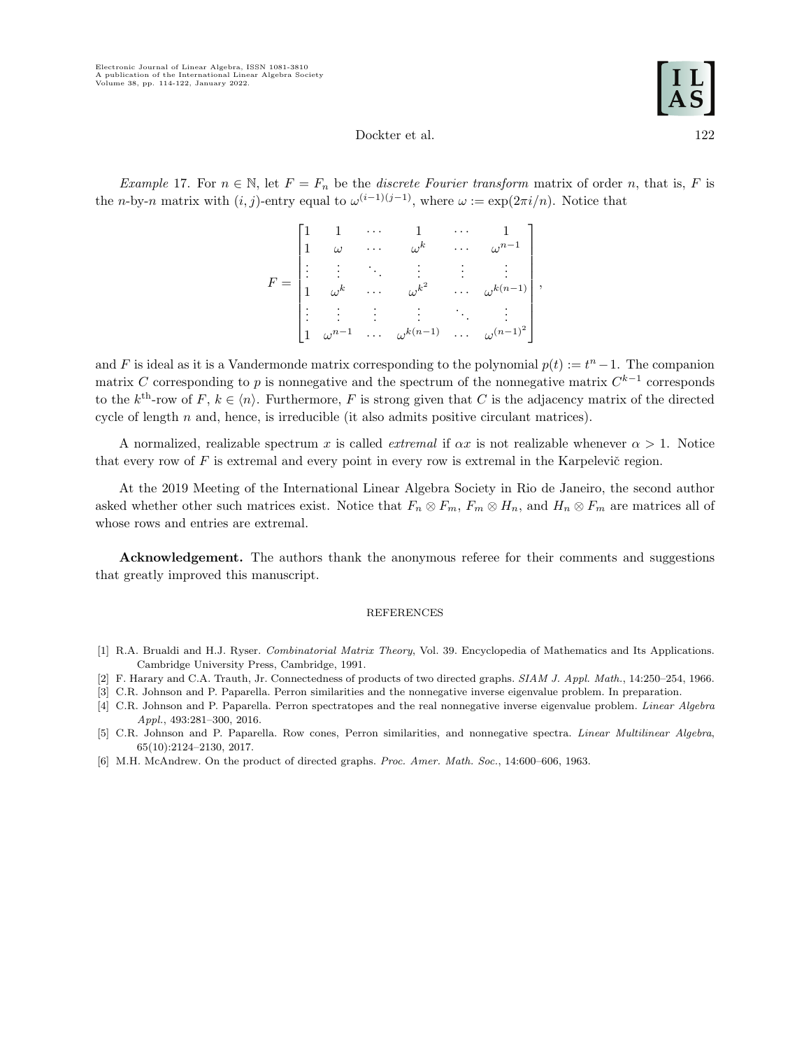*Example* 17. For $n \in \mathbb{N}$, let $F = F_n$ be the *discrete Fourier transform* matrix of order $n$, that is, $F$ is the $n$-by-$n$ matrix with $(i,j)$-entry equal to $\omega^{(i-1)(j-1)}$, where $\omega := \exp(2\pi i/n)$. Notice that

$$F = \begin{bmatrix} 1 & 1 & \cdots & 1 & \cdots & 1 \\ 1 & \omega & \cdots & \omega^k & \cdots & \omega^{n-1} \\ \vdots & \vdots & \ddots & \vdots & \vdots & \vdots \\ 1 & \omega^k & \cdots & \omega^{k^2} & \cdots & \omega^{k(n-1)} \\ \vdots & \vdots & \vdots & \vdots & \ddots & \vdots \\ 1 & \omega^{n-1} & \cdots & \omega^{k(n-1)} & \cdots & \omega^{(n-1)^2} \end{bmatrix},$$

and $F$ is ideal as it is a Vandermonde matrix corresponding to the polynomial $p(t) := t^n - 1$. The companion matrix $C$ corresponding to $p$ is nonnegative and the spectrum of the nonnegative matrix $C^{k-1}$ corresponds to the $k^{\text{th}}$-row of $F$, $k \in \langle n \rangle$. Furthermore, $F$ is strong given that $C$ is the adjacency matrix of the directed cycle of length $n$ and, hence, is irreducible (it also admits positive circulant matrices).

A normalized, realizable spectrum $x$ is called *extremal* if $\alpha x$ is not realizable whenever $\alpha > 1$. Notice that every row of $F$ is extremal and every point in every row is extremal in the Karpelevič region.

At the 2019 Meeting of the International Linear Algebra Society in Rio de Janeiro, the second author asked whether other such matrices exist. Notice that $F_n \otimes F_m$, $F_m \otimes H_n$, and $H_n \otimes F_m$ are matrices all of whose rows and entries are extremal.

**Acknowledgement.** The authors thank the anonymous referee for their comments and suggestions that greatly improved this manuscript.

## REFERENCES

[1] R.A. Brualdi and H.J. Ryser. *Combinatorial Matrix Theory*, Vol. 39. Encyclopedia of Mathematics and Its Applications. Cambridge University Press, Cambridge, 1991.

[2] F. Harary and C.A. Trauth, Jr. Connectedness of products of two directed graphs. *SIAM J. Appl. Math.*, 14:250–254, 1966.

[3] C.R. Johnson and P. Paparella. Perron similarities and the nonnegative inverse eigenvalue problem. In preparation.

[4] C.R. Johnson and P. Paparella. Perron spectratopes and the real nonnegative inverse eigenvalue problem. *Linear Algebra Appl.*, 493:281–300, 2016.

[5] C.R. Johnson and P. Paparella. Row cones, Perron similarities, and nonnegative spectra. *Linear Multilinear Algebra*, 65(10):2124–2130, 2017.

[6] M.H. McAndrew. On the product of directed graphs. *Proc. Amer. Math. Soc.*, 14:600–606, 1963.